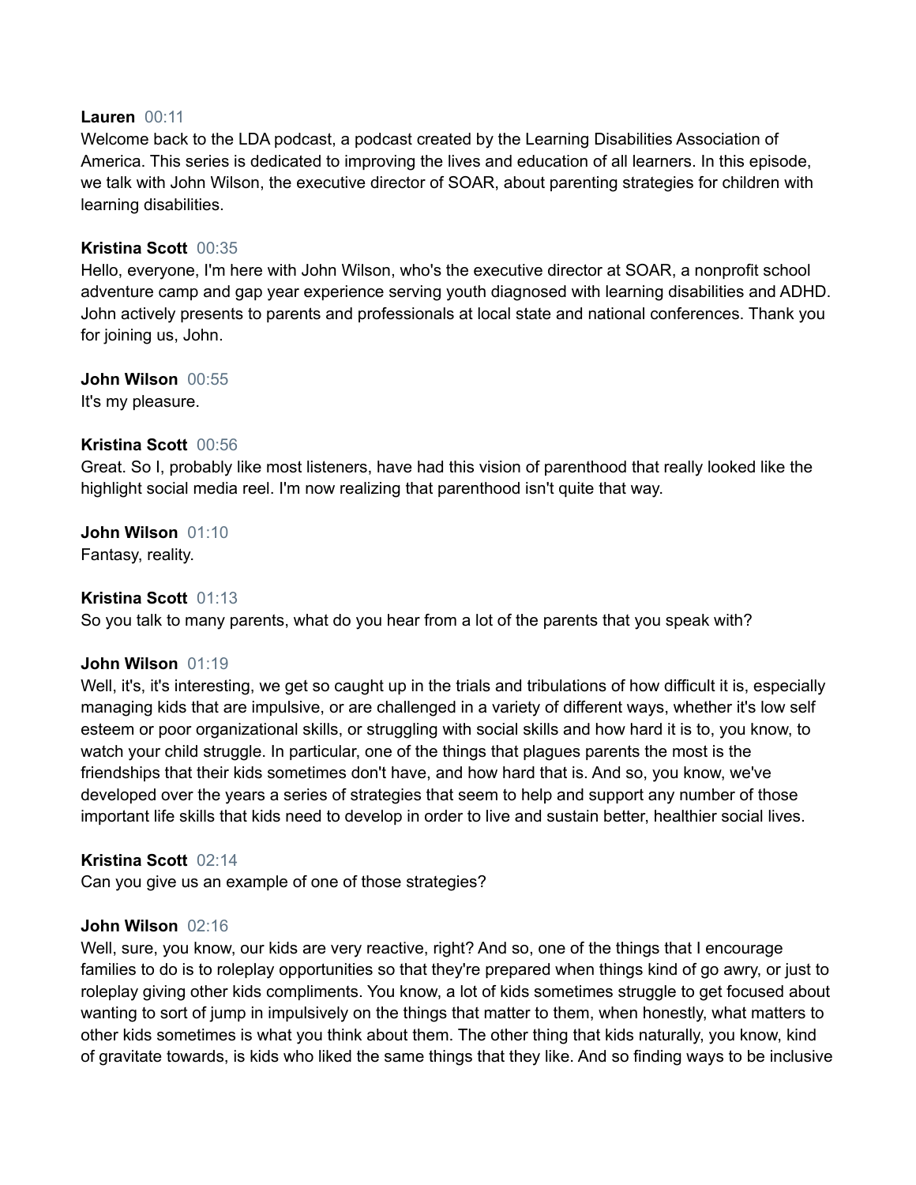**Lauren** 00:11
Welcome back to the LDA podcast, a podcast created by the Learning Disabilities Association of America. This series is dedicated to improving the lives and education of all learners. In this episode, we talk with John Wilson, the executive director of SOAR, about parenting strategies for children with learning disabilities.

**Kristina Scott** 00:35
Hello, everyone, I'm here with John Wilson, who's the executive director at SOAR, a nonprofit school adventure camp and gap year experience serving youth diagnosed with learning disabilities and ADHD. John actively presents to parents and professionals at local state and national conferences. Thank you for joining us, John.

**John Wilson** 00:55
It's my pleasure.

**Kristina Scott** 00:56
Great. So I, probably like most listeners, have had this vision of parenthood that really looked like the highlight social media reel. I'm now realizing that parenthood isn't quite that way.

**John Wilson** 01:10
Fantasy, reality.

**Kristina Scott** 01:13
So you talk to many parents, what do you hear from a lot of the parents that you speak with?

**John Wilson** 01:19
Well, it's, it's interesting, we get so caught up in the trials and tribulations of how difficult it is, especially managing kids that are impulsive, or are challenged in a variety of different ways, whether it's low self esteem or poor organizational skills, or struggling with social skills and how hard it is to, you know, to watch your child struggle. In particular, one of the things that plagues parents the most is the friendships that their kids sometimes don't have, and how hard that is. And so, you know, we've developed over the years a series of strategies that seem to help and support any number of those important life skills that kids need to develop in order to live and sustain better, healthier social lives.

**Kristina Scott** 02:14
Can you give us an example of one of those strategies?

**John Wilson** 02:16
Well, sure, you know, our kids are very reactive, right? And so, one of the things that I encourage families to do is to roleplay opportunities so that they're prepared when things kind of go awry, or just to roleplay giving other kids compliments. You know, a lot of kids sometimes struggle to get focused about wanting to sort of jump in impulsively on the things that matter to them, when honestly, what matters to other kids sometimes is what you think about them. The other thing that kids naturally, you know, kind of gravitate towards, is kids who liked the same things that they like. And so finding ways to be inclusive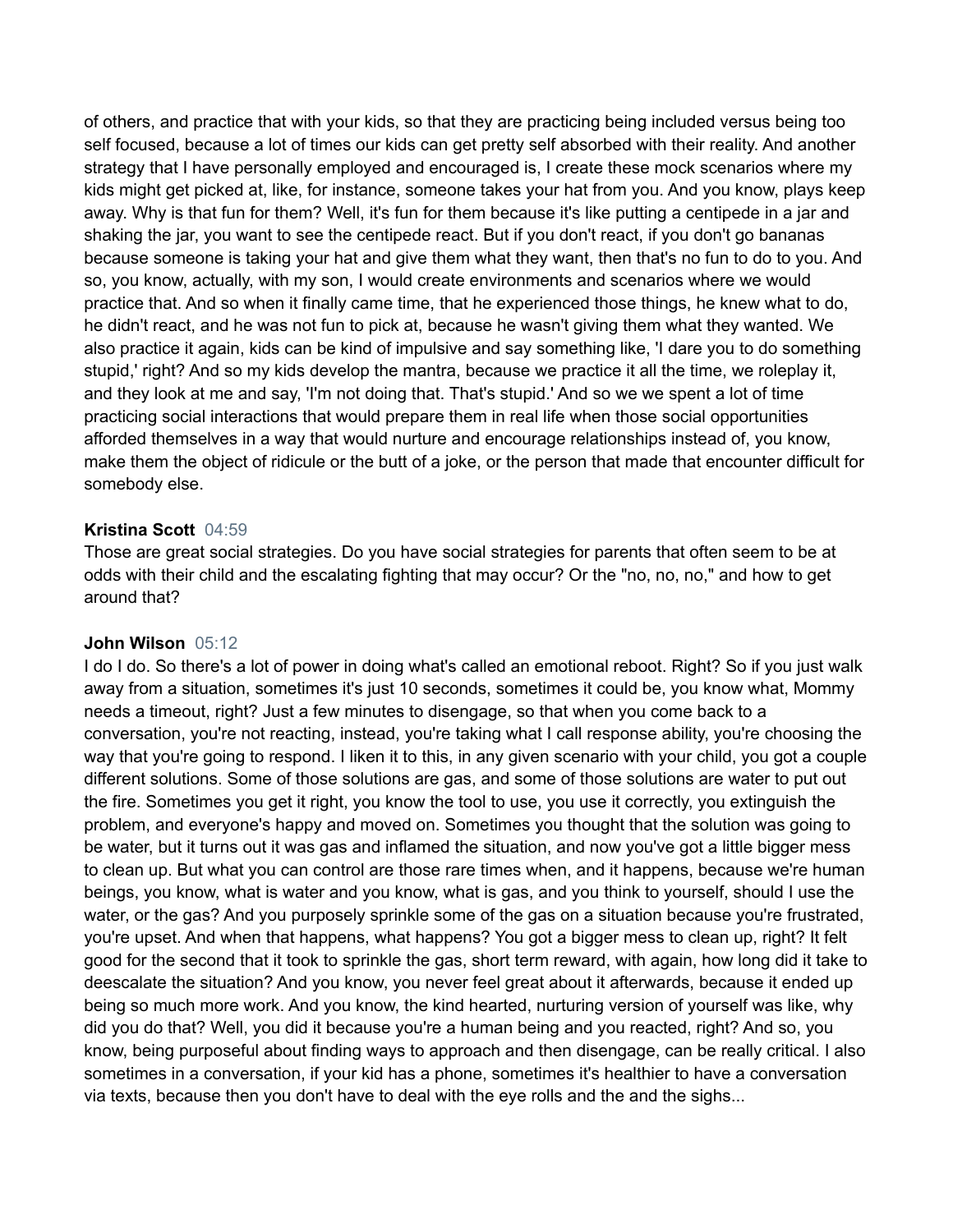of others, and practice that with your kids, so that they are practicing being included versus being too self focused, because a lot of times our kids can get pretty self absorbed with their reality. And another strategy that I have personally employed and encouraged is, I create these mock scenarios where my kids might get picked at, like, for instance, someone takes your hat from you. And you know, plays keep away. Why is that fun for them? Well, it's fun for them because it's like putting a centipede in a jar and shaking the jar, you want to see the centipede react. But if you don't react, if you don't go bananas because someone is taking your hat and give them what they want, then that's no fun to do to you. And so, you know, actually, with my son, I would create environments and scenarios where we would practice that. And so when it finally came time, that he experienced those things, he knew what to do, he didn't react, and he was not fun to pick at, because he wasn't giving them what they wanted. We also practice it again, kids can be kind of impulsive and say something like, 'I dare you to do something stupid,' right? And so my kids develop the mantra, because we practice it all the time, we roleplay it, and they look at me and say, 'I'm not doing that. That's stupid.' And so we we spent a lot of time practicing social interactions that would prepare them in real life when those social opportunities afforded themselves in a way that would nurture and encourage relationships instead of, you know, make them the object of ridicule or the butt of a joke, or the person that made that encounter difficult for somebody else.

**Kristina Scott** 04:59
Those are great social strategies. Do you have social strategies for parents that often seem to be at odds with their child and the escalating fighting that may occur? Or the "no, no, no," and how to get around that?

**John Wilson** 05:12
I do I do. So there's a lot of power in doing what's called an emotional reboot. Right? So if you just walk away from a situation, sometimes it's just 10 seconds, sometimes it could be, you know what, Mommy needs a timeout, right? Just a few minutes to disengage, so that when you come back to a conversation, you're not reacting, instead, you're taking what I call response ability, you're choosing the way that you're going to respond. I liken it to this, in any given scenario with your child, you got a couple different solutions. Some of those solutions are gas, and some of those solutions are water to put out the fire. Sometimes you get it right, you know the tool to use, you use it correctly, you extinguish the problem, and everyone's happy and moved on. Sometimes you thought that the solution was going to be water, but it turns out it was gas and inflamed the situation, and now you've got a little bigger mess to clean up. But what you can control are those rare times when, and it happens, because we're human beings, you know, what is water and you know, what is gas, and you think to yourself, should I use the water, or the gas? And you purposely sprinkle some of the gas on a situation because you're frustrated, you're upset. And when that happens, what happens? You got a bigger mess to clean up, right? It felt good for the second that it took to sprinkle the gas, short term reward, with again, how long did it take to deescalate the situation? And you know, you never feel great about it afterwards, because it ended up being so much more work. And you know, the kind hearted, nurturing version of yourself was like, why did you do that? Well, you did it because you're a human being and you reacted, right? And so, you know, being purposeful about finding ways to approach and then disengage, can be really critical. I also sometimes in a conversation, if your kid has a phone, sometimes it's healthier to have a conversation via texts, because then you don't have to deal with the eye rolls and the and the sighs...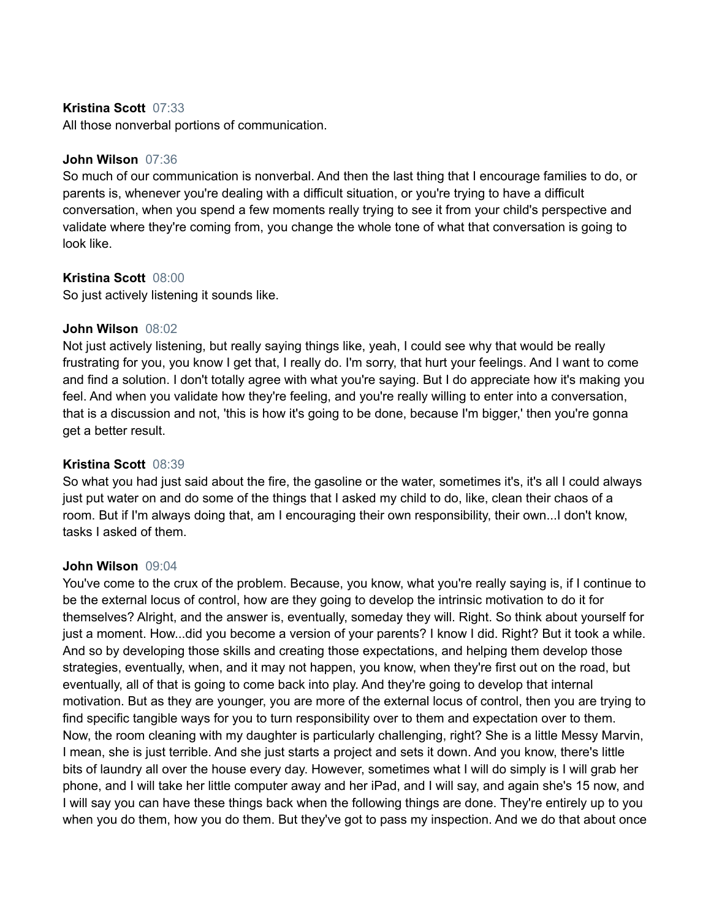**Kristina Scott** 07:33
All those nonverbal portions of communication.

**John Wilson** 07:36
So much of our communication is nonverbal. And then the last thing that I encourage families to do, or parents is, whenever you're dealing with a difficult situation, or you're trying to have a difficult conversation, when you spend a few moments really trying to see it from your child's perspective and validate where they're coming from, you change the whole tone of what that conversation is going to look like.

**Kristina Scott** 08:00
So just actively listening it sounds like.

**John Wilson** 08:02
Not just actively listening, but really saying things like, yeah, I could see why that would be really frustrating for you, you know I get that, I really do. I'm sorry, that hurt your feelings. And I want to come and find a solution. I don't totally agree with what you're saying. But I do appreciate how it's making you feel. And when you validate how they're feeling, and you're really willing to enter into a conversation, that is a discussion and not, 'this is how it's going to be done, because I'm bigger,' then you're gonna get a better result.

**Kristina Scott** 08:39
So what you had just said about the fire, the gasoline or the water, sometimes it's, it's all I could always just put water on and do some of the things that I asked my child to do, like, clean their chaos of a room. But if I'm always doing that, am I encouraging their own responsibility, their own...I don't know, tasks I asked of them.

**John Wilson** 09:04
You've come to the crux of the problem. Because, you know, what you're really saying is, if I continue to be the external locus of control, how are they going to develop the intrinsic motivation to do it for themselves? Alright, and the answer is, eventually, someday they will. Right. So think about yourself for just a moment. How...did you become a version of your parents? I know I did. Right? But it took a while. And so by developing those skills and creating those expectations, and helping them develop those strategies, eventually, when, and it may not happen, you know, when they're first out on the road, but eventually, all of that is going to come back into play. And they're going to develop that internal motivation. But as they are younger, you are more of the external locus of control, then you are trying to find specific tangible ways for you to turn responsibility over to them and expectation over to them. Now, the room cleaning with my daughter is particularly challenging, right? She is a little Messy Marvin, I mean, she is just terrible. And she just starts a project and sets it down. And you know, there's little bits of laundry all over the house every day. However, sometimes what I will do simply is I will grab her phone, and I will take her little computer away and her iPad, and I will say, and again she's 15 now, and I will say you can have these things back when the following things are done. They're entirely up to you when you do them, how you do them. But they've got to pass my inspection. And we do that about once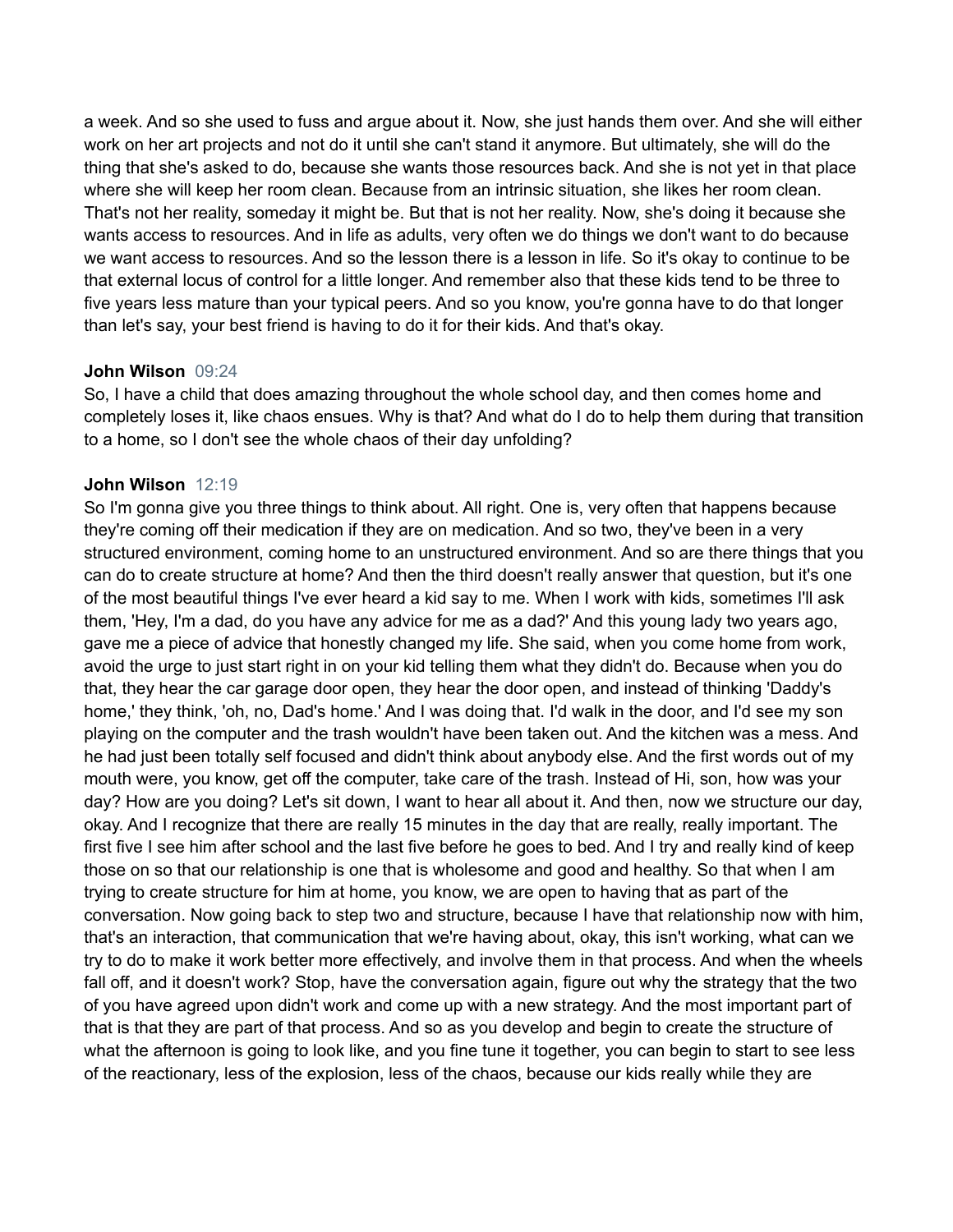a week. And so she used to fuss and argue about it. Now, she just hands them over. And she will either work on her art projects and not do it until she can't stand it anymore. But ultimately, she will do the thing that she's asked to do, because she wants those resources back. And she is not yet in that place where she will keep her room clean. Because from an intrinsic situation, she likes her room clean. That's not her reality, someday it might be. But that is not her reality. Now, she's doing it because she wants access to resources. And in life as adults, very often we do things we don't want to do because we want access to resources. And so the lesson there is a lesson in life. So it's okay to continue to be that external locus of control for a little longer. And remember also that these kids tend to be three to five years less mature than your typical peers. And so you know, you're gonna have to do that longer than let's say, your best friend is having to do it for their kids. And that's okay.

**John Wilson** 09:24
So, I have a child that does amazing throughout the whole school day, and then comes home and completely loses it, like chaos ensues. Why is that? And what do I do to help them during that transition to a home, so I don't see the whole chaos of their day unfolding?

**John Wilson** 12:19
So I'm gonna give you three things to think about. All right. One is, very often that happens because they're coming off their medication if they are on medication. And so two, they've been in a very structured environment, coming home to an unstructured environment. And so are there things that you can do to create structure at home? And then the third doesn't really answer that question, but it's one of the most beautiful things I've ever heard a kid say to me. When I work with kids, sometimes I'll ask them, 'Hey, I'm a dad, do you have any advice for me as a dad?' And this young lady two years ago, gave me a piece of advice that honestly changed my life. She said, when you come home from work, avoid the urge to just start right in on your kid telling them what they didn't do. Because when you do that, they hear the car garage door open, they hear the door open, and instead of thinking 'Daddy's home,' they think, 'oh, no, Dad's home.' And I was doing that. I'd walk in the door, and I'd see my son playing on the computer and the trash wouldn't have been taken out. And the kitchen was a mess. And he had just been totally self focused and didn't think about anybody else. And the first words out of my mouth were, you know, get off the computer, take care of the trash. Instead of Hi, son, how was your day? How are you doing? Let's sit down, I want to hear all about it. And then, now we structure our day, okay. And I recognize that there are really 15 minutes in the day that are really, really important. The first five I see him after school and the last five before he goes to bed. And I try and really kind of keep those on so that our relationship is one that is wholesome and good and healthy. So that when I am trying to create structure for him at home, you know, we are open to having that as part of the conversation. Now going back to step two and structure, because I have that relationship now with him, that's an interaction, that communication that we're having about, okay, this isn't working, what can we try to do to make it work better more effectively, and involve them in that process. And when the wheels fall off, and it doesn't work? Stop, have the conversation again, figure out why the strategy that the two of you have agreed upon didn't work and come up with a new strategy. And the most important part of that is that they are part of that process. And so as you develop and begin to create the structure of what the afternoon is going to look like, and you fine tune it together, you can begin to start to see less of the reactionary, less of the explosion, less of the chaos, because our kids really while they are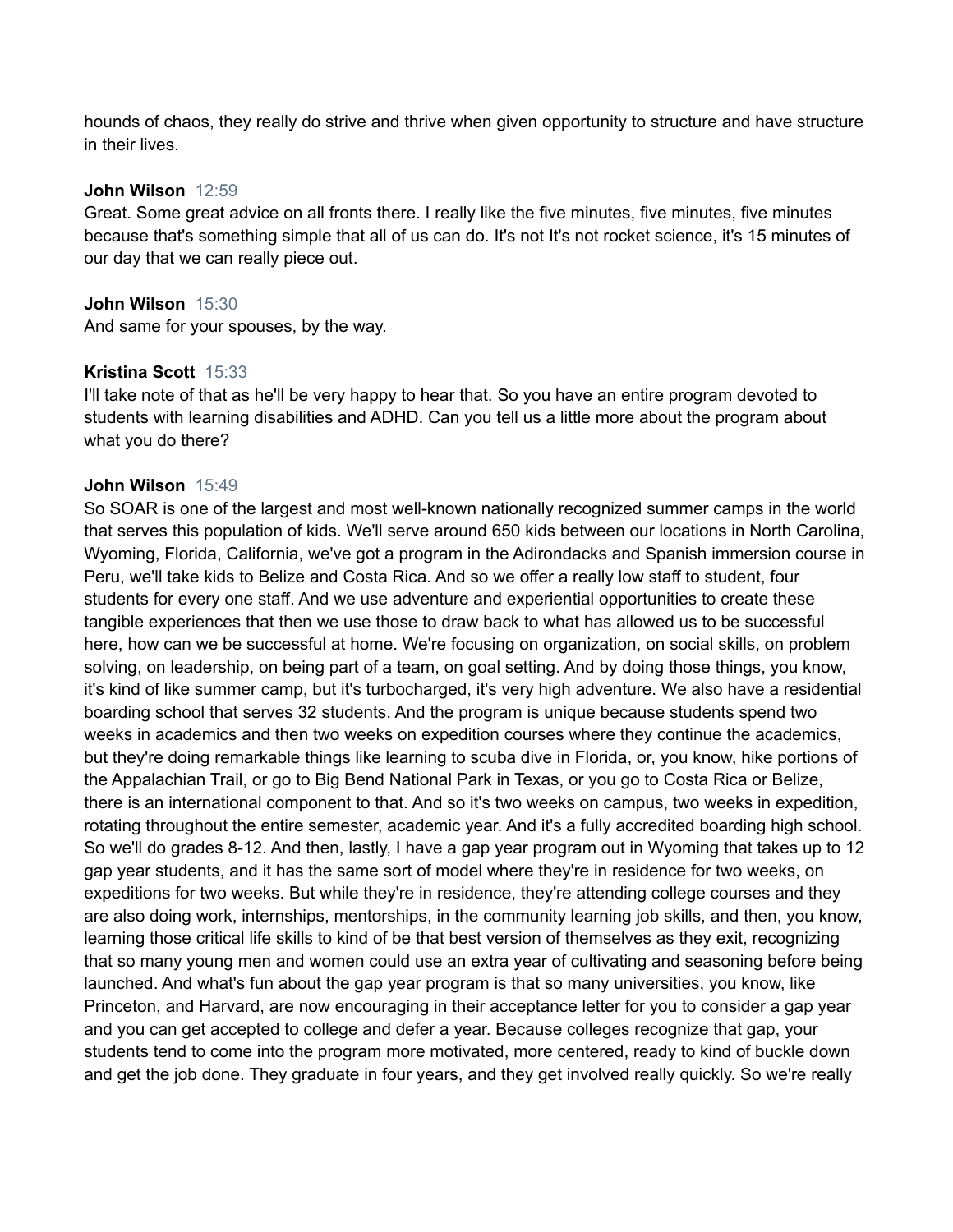hounds of chaos, they really do strive and thrive when given opportunity to structure and have structure in their lives.

**John Wilson** 12:59
Great. Some great advice on all fronts there. I really like the five minutes, five minutes, five minutes because that's something simple that all of us can do. It's not It's not rocket science, it's 15 minutes of our day that we can really piece out.

**John Wilson** 15:30
And same for your spouses, by the way.

**Kristina Scott** 15:33
I'll take note of that as he'll be very happy to hear that. So you have an entire program devoted to students with learning disabilities and ADHD. Can you tell us a little more about the program about what you do there?

**John Wilson** 15:49
So SOAR is one of the largest and most well-known nationally recognized summer camps in the world that serves this population of kids. We'll serve around 650 kids between our locations in North Carolina, Wyoming, Florida, California, we've got a program in the Adirondacks and Spanish immersion course in Peru, we'll take kids to Belize and Costa Rica. And so we offer a really low staff to student, four students for every one staff. And we use adventure and experiential opportunities to create these tangible experiences that then we use those to draw back to what has allowed us to be successful here, how can we be successful at home. We're focusing on organization, on social skills, on problem solving, on leadership, on being part of a team, on goal setting. And by doing those things, you know, it's kind of like summer camp, but it's turbocharged, it's very high adventure. We also have a residential boarding school that serves 32 students. And the program is unique because students spend two weeks in academics and then two weeks on expedition courses where they continue the academics, but they're doing remarkable things like learning to scuba dive in Florida, or, you know, hike portions of the Appalachian Trail, or go to Big Bend National Park in Texas, or you go to Costa Rica or Belize, there is an international component to that. And so it's two weeks on campus, two weeks in expedition, rotating throughout the entire semester, academic year. And it's a fully accredited boarding high school. So we'll do grades 8-12. And then, lastly, I have a gap year program out in Wyoming that takes up to 12 gap year students, and it has the same sort of model where they're in residence for two weeks, on expeditions for two weeks. But while they're in residence, they're attending college courses and they are also doing work, internships, mentorships, in the community learning job skills, and then, you know, learning those critical life skills to kind of be that best version of themselves as they exit, recognizing that so many young men and women could use an extra year of cultivating and seasoning before being launched. And what's fun about the gap year program is that so many universities, you know, like Princeton, and Harvard, are now encouraging in their acceptance letter for you to consider a gap year and you can get accepted to college and defer a year. Because colleges recognize that gap, your students tend to come into the program more motivated, more centered, ready to kind of buckle down and get the job done. They graduate in four years, and they get involved really quickly. So we're really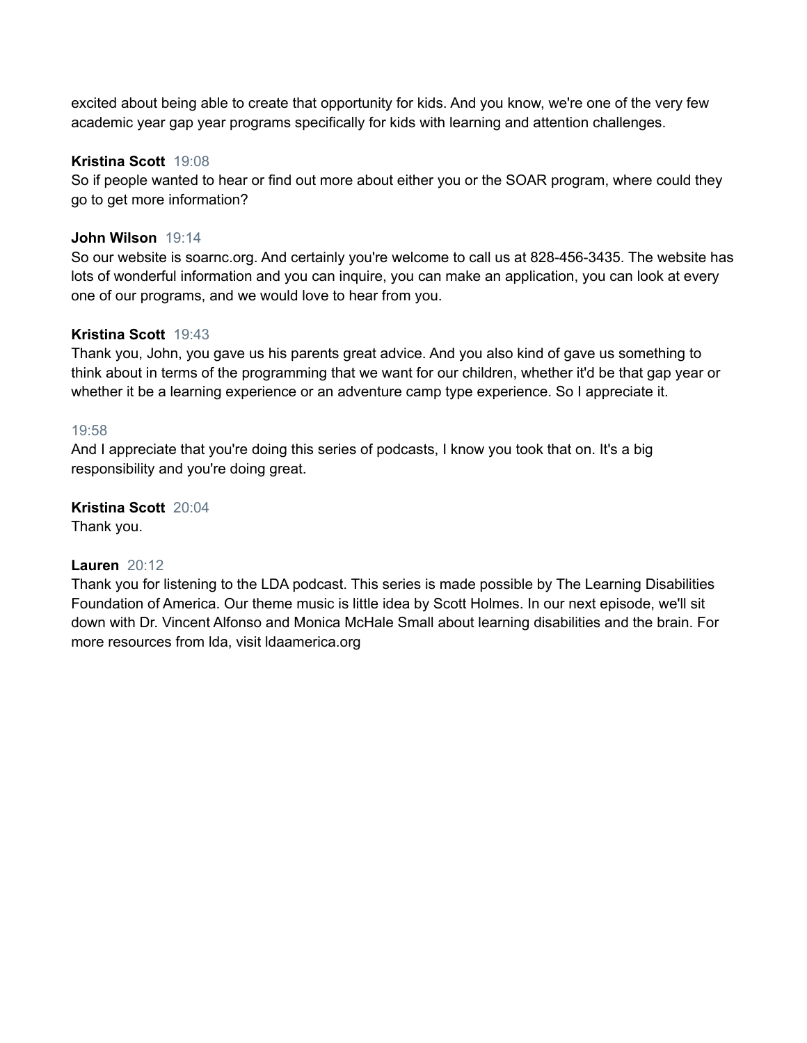excited about being able to create that opportunity for kids. And you know, we're one of the very few academic year gap year programs specifically for kids with learning and attention challenges.

**Kristina Scott** 19:08
So if people wanted to hear or find out more about either you or the SOAR program, where could they go to get more information?

**John Wilson** 19:14
So our website is soarnc.org. And certainly you're welcome to call us at 828-456-3435. The website has lots of wonderful information and you can inquire, you can make an application, you can look at every one of our programs, and we would love to hear from you.

**Kristina Scott** 19:43
Thank you, John, you gave us his parents great advice. And you also kind of gave us something to think about in terms of the programming that we want for our children, whether it'd be that gap year or whether it be a learning experience or an adventure camp type experience. So I appreciate it.

19:58
And I appreciate that you're doing this series of podcasts, I know you took that on. It's a big responsibility and you're doing great.

**Kristina Scott** 20:04
Thank you.

**Lauren** 20:12
Thank you for listening to the LDA podcast. This series is made possible by The Learning Disabilities Foundation of America. Our theme music is little idea by Scott Holmes. In our next episode, we'll sit down with Dr. Vincent Alfonso and Monica McHale Small about learning disabilities and the brain. For more resources from lda, visit ldaamerica.org